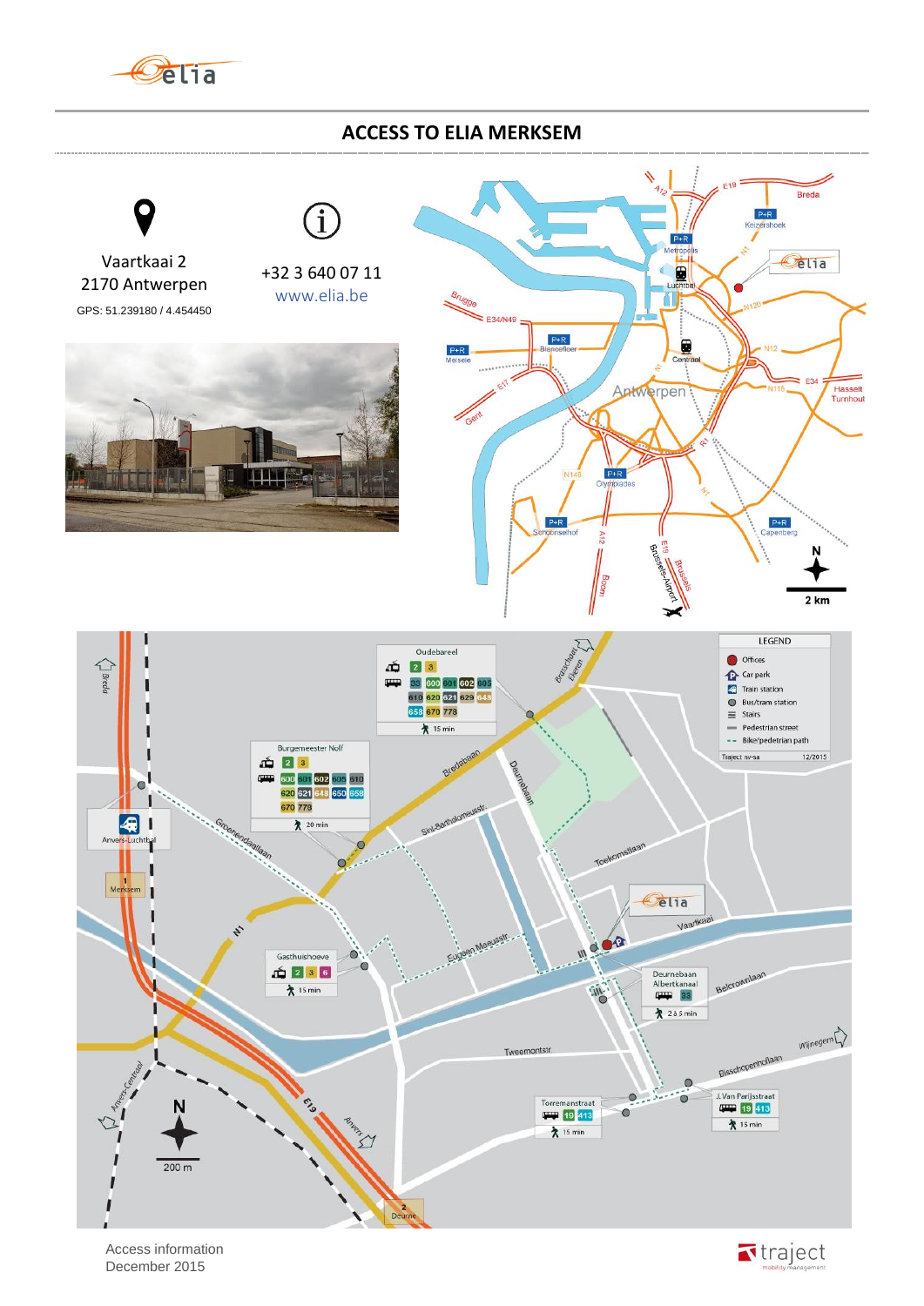# ACCESS TO ELIA MERKSEM

Vaartkaai 2
2170 Antwerpen
GPS: 51.239180 / 4.454450

+32 3 640 07 11
www.elia.be

Access information
December 2015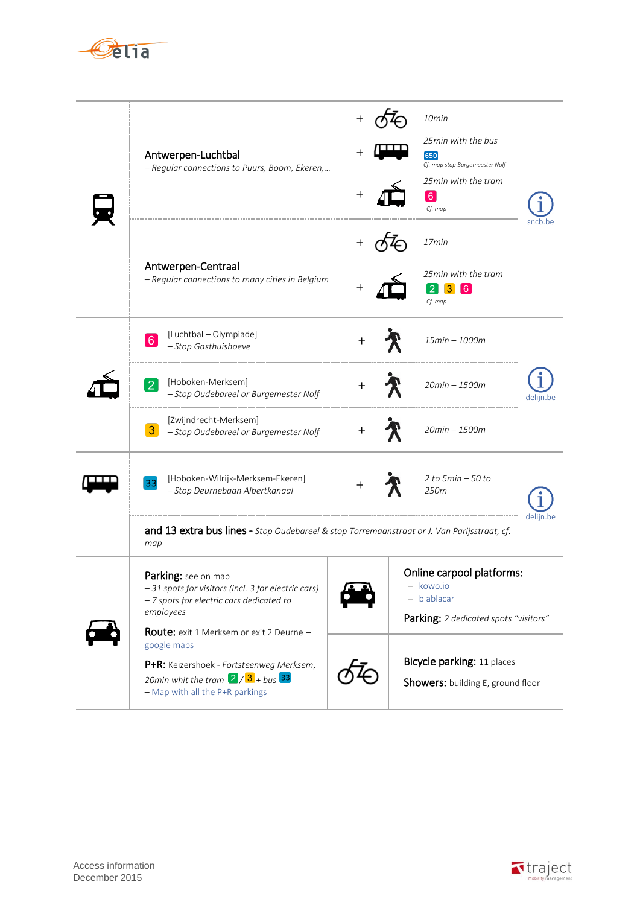| | | | |
|---|---|---|---|
| Train | **Antwerpen-Luchtbal** – *Regular connections to Puurs, Boom, Ekeren,…* | + Bike | *10min* |
| | | + Bus | *25min with the bus* 650 *Cf. map stop Burgemeester Nolf* |
| | | + Tram | *25min with the tram* 6 *Cf. map* |
| | **Antwerpen-Centraal** – *Regular connections to many cities in Belgium* | + Bike | *17min* |
| | | + Tram | *25min with the tram* 2 3 6 *Cf. map* |
| | | | sncb.be |
| Tram | 6 [Luchtbal – Olympiade] – *Stop Gasthuishoeve* | + Walk | *15min – 1000m* |
| | 2 [Hoboken-Merksem] – *Stop Oudebareel or Burgemester Nolf* | + Walk | *20min – 1500m* |
| | 3 [Zwijndrecht-Merksem] – *Stop Oudebareel or Burgemester Nolf* | + Walk | *20min – 1500m* |
| | | | delijn.be |
| Bus | 33 [Hoboken-Wilrijk-Merksem-Ekeren] – *Stop Deurnebaan Albertkanaal* | + Walk | *2 to 5min – 50 to 250m* |
| | **and 13 extra bus lines -** *Stop Oudebareel & stop Torremaanstraat or J. Van Parijsstraat, cf. map* | | delijn.be |

| | | | |
|---|---|---|---|
| Car | **Parking:** see on map<br>– *31 spots for visitors (incl. 3 for electric cars)*<br>– *7 spots for electric cars dedicated to employees*<br><br>**Route:** exit 1 Merksem or exit 2 Deurne – google maps<br><br>**P+R:** Keizershoek - *Fortsteenweg Merksem, 20min whit the tram* 2 / 3 *+ bus* 33<br>– Map with all the P+R parkings | Carpool | **Online carpool platforms:**<br>– kowo.io<br>– blablacar<br><br>**Parking:** *2 dedicated spots "visitors"* |
| | | Bike | **Bicycle parking:** 11 places<br><br>**Showers:** building E, ground floor |

Access information
December 2015